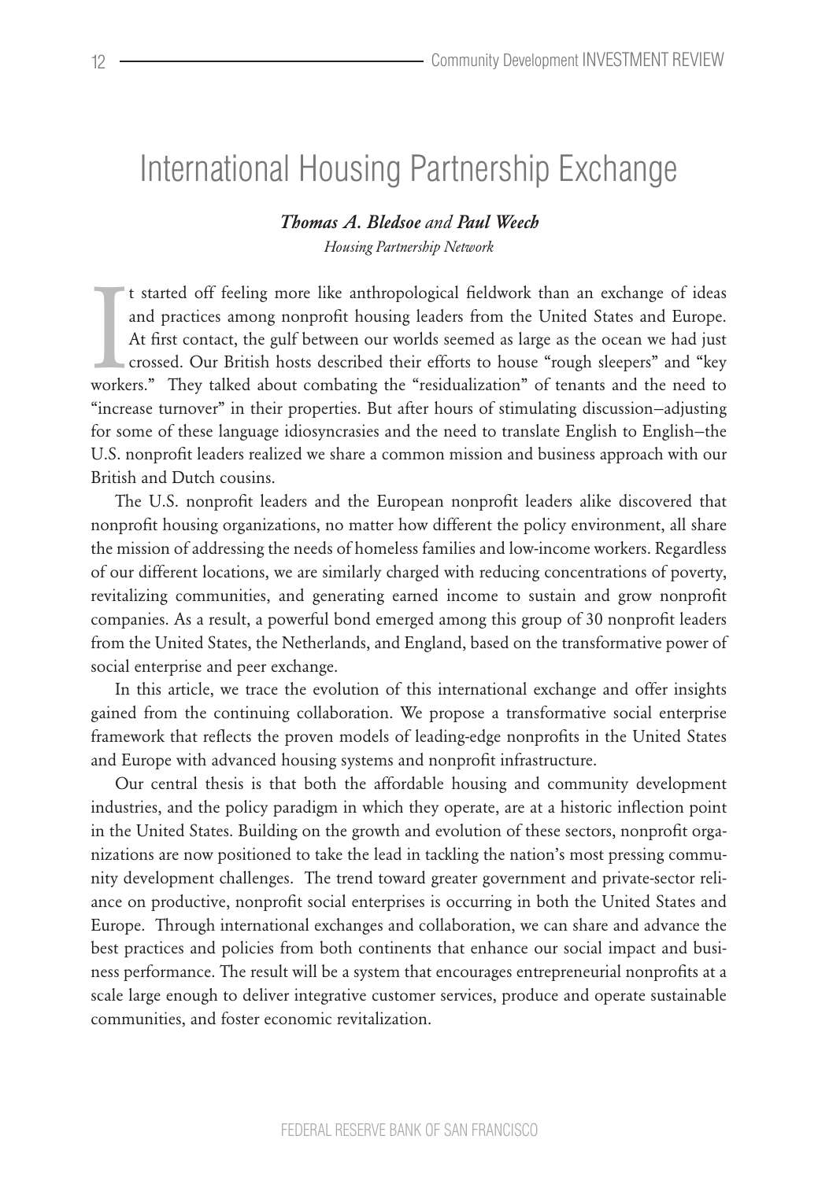# International Housing Partnership Exchange

***Thomas A. Bledsoe** and **Paul Weech***

*Housing Partnership Network*

It started off feeling more like anthropological fieldwork than an exchange of ideas and practices among nonprofit housing leaders from the United States and Europe. At first contact, the gulf between our worlds seemed as large as the ocean we had just crossed. Our British hosts described their efforts to house "rough sleepers" and "key workers." They talked about combating the "residualization" of tenants and the need to "increase turnover" in their properties. But after hours of stimulating discussion—adjusting for some of these language idiosyncrasies and the need to translate English to English—the U.S. nonprofit leaders realized we share a common mission and business approach with our British and Dutch cousins.

The U.S. nonprofit leaders and the European nonprofit leaders alike discovered that nonprofit housing organizations, no matter how different the policy environment, all share the mission of addressing the needs of homeless families and low-income workers. Regardless of our different locations, we are similarly charged with reducing concentrations of poverty, revitalizing communities, and generating earned income to sustain and grow nonprofit companies. As a result, a powerful bond emerged among this group of 30 nonprofit leaders from the United States, the Netherlands, and England, based on the transformative power of social enterprise and peer exchange.

In this article, we trace the evolution of this international exchange and offer insights gained from the continuing collaboration. We propose a transformative social enterprise framework that reflects the proven models of leading-edge nonprofits in the United States and Europe with advanced housing systems and nonprofit infrastructure.

Our central thesis is that both the affordable housing and community development industries, and the policy paradigm in which they operate, are at a historic inflection point in the United States. Building on the growth and evolution of these sectors, nonprofit organizations are now positioned to take the lead in tackling the nation's most pressing community development challenges. The trend toward greater government and private-sector reliance on productive, nonprofit social enterprises is occurring in both the United States and Europe. Through international exchanges and collaboration, we can share and advance the best practices and policies from both continents that enhance our social impact and business performance. The result will be a system that encourages entrepreneurial nonprofits at a scale large enough to deliver integrative customer services, produce and operate sustainable communities, and foster economic revitalization.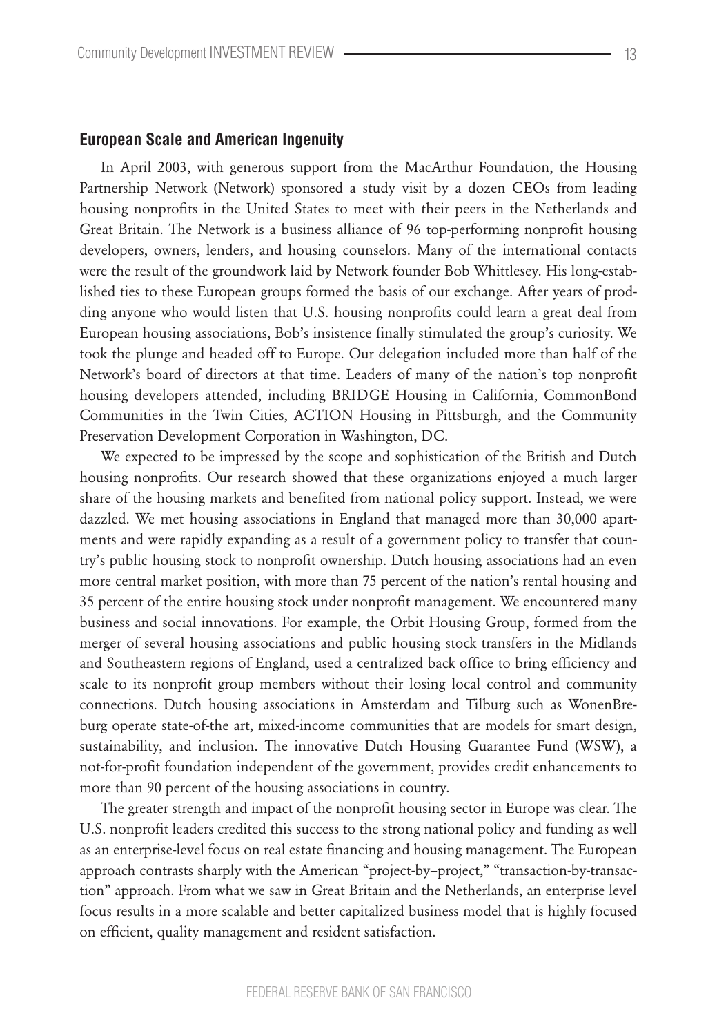### European Scale and American Ingenuity

In April 2003, with generous support from the MacArthur Foundation, the Housing Partnership Network (Network) sponsored a study visit by a dozen CEOs from leading housing nonprofits in the United States to meet with their peers in the Netherlands and Great Britain. The Network is a business alliance of 96 top-performing nonprofit housing developers, owners, lenders, and housing counselors. Many of the international contacts were the result of the groundwork laid by Network founder Bob Whittlesey. His long-established ties to these European groups formed the basis of our exchange. After years of prodding anyone who would listen that U.S. housing nonprofits could learn a great deal from European housing associations, Bob's insistence finally stimulated the group's curiosity. We took the plunge and headed off to Europe. Our delegation included more than half of the Network's board of directors at that time. Leaders of many of the nation's top nonprofit housing developers attended, including BRIDGE Housing in California, CommonBond Communities in the Twin Cities, ACTION Housing in Pittsburgh, and the Community Preservation Development Corporation in Washington, DC.

We expected to be impressed by the scope and sophistication of the British and Dutch housing nonprofits. Our research showed that these organizations enjoyed a much larger share of the housing markets and benefited from national policy support. Instead, we were dazzled. We met housing associations in England that managed more than 30,000 apartments and were rapidly expanding as a result of a government policy to transfer that country's public housing stock to nonprofit ownership. Dutch housing associations had an even more central market position, with more than 75 percent of the nation's rental housing and 35 percent of the entire housing stock under nonprofit management. We encountered many business and social innovations. For example, the Orbit Housing Group, formed from the merger of several housing associations and public housing stock transfers in the Midlands and Southeastern regions of England, used a centralized back office to bring efficiency and scale to its nonprofit group members without their losing local control and community connections. Dutch housing associations in Amsterdam and Tilburg such as WonenBreburg operate state-of-the art, mixed-income communities that are models for smart design, sustainability, and inclusion. The innovative Dutch Housing Guarantee Fund (WSW), a not-for-profit foundation independent of the government, provides credit enhancements to more than 90 percent of the housing associations in country.

The greater strength and impact of the nonprofit housing sector in Europe was clear. The U.S. nonprofit leaders credited this success to the strong national policy and funding as well as an enterprise-level focus on real estate financing and housing management. The European approach contrasts sharply with the American "project-by–project," "transaction-by-transaction" approach. From what we saw in Great Britain and the Netherlands, an enterprise level focus results in a more scalable and better capitalized business model that is highly focused on efficient, quality management and resident satisfaction.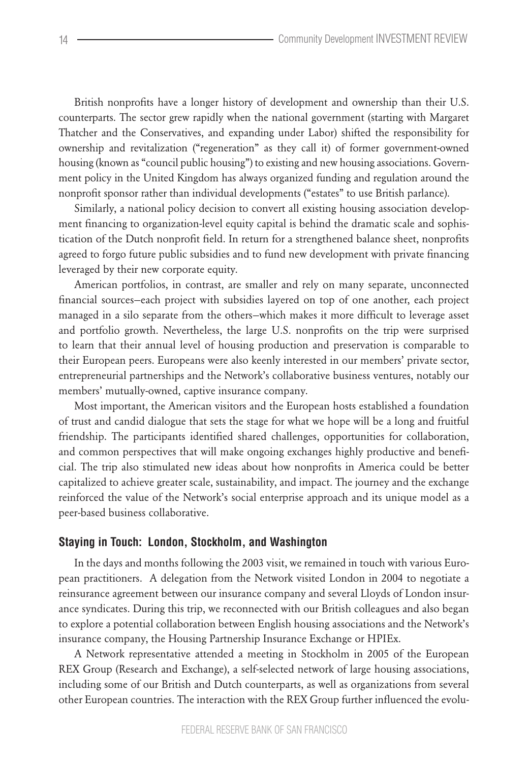British nonprofits have a longer history of development and ownership than their U.S. counterparts. The sector grew rapidly when the national government (starting with Margaret Thatcher and the Conservatives, and expanding under Labor) shifted the responsibility for ownership and revitalization ("regeneration" as they call it) of former government-owned housing (known as "council public housing") to existing and new housing associations. Government policy in the United Kingdom has always organized funding and regulation around the nonprofit sponsor rather than individual developments ("estates" to use British parlance).

Similarly, a national policy decision to convert all existing housing association development financing to organization-level equity capital is behind the dramatic scale and sophistication of the Dutch nonprofit field. In return for a strengthened balance sheet, nonprofits agreed to forgo future public subsidies and to fund new development with private financing leveraged by their new corporate equity.

American portfolios, in contrast, are smaller and rely on many separate, unconnected financial sources—each project with subsidies layered on top of one another, each project managed in a silo separate from the others—which makes it more difficult to leverage asset and portfolio growth. Nevertheless, the large U.S. nonprofits on the trip were surprised to learn that their annual level of housing production and preservation is comparable to their European peers. Europeans were also keenly interested in our members' private sector, entrepreneurial partnerships and the Network's collaborative business ventures, notably our members' mutually-owned, captive insurance company.

Most important, the American visitors and the European hosts established a foundation of trust and candid dialogue that sets the stage for what we hope will be a long and fruitful friendship. The participants identified shared challenges, opportunities for collaboration, and common perspectives that will make ongoing exchanges highly productive and beneficial. The trip also stimulated new ideas about how nonprofits in America could be better capitalized to achieve greater scale, sustainability, and impact. The journey and the exchange reinforced the value of the Network's social enterprise approach and its unique model as a peer-based business collaborative.

### Staying in Touch: London, Stockholm, and Washington

In the days and months following the 2003 visit, we remained in touch with various European practitioners. A delegation from the Network visited London in 2004 to negotiate a reinsurance agreement between our insurance company and several Lloyds of London insurance syndicates. During this trip, we reconnected with our British colleagues and also began to explore a potential collaboration between English housing associations and the Network's insurance company, the Housing Partnership Insurance Exchange or HPIEx.

A Network representative attended a meeting in Stockholm in 2005 of the European REX Group (Research and Exchange), a self-selected network of large housing associations, including some of our British and Dutch counterparts, as well as organizations from several other European countries. The interaction with the REX Group further influenced the evolu-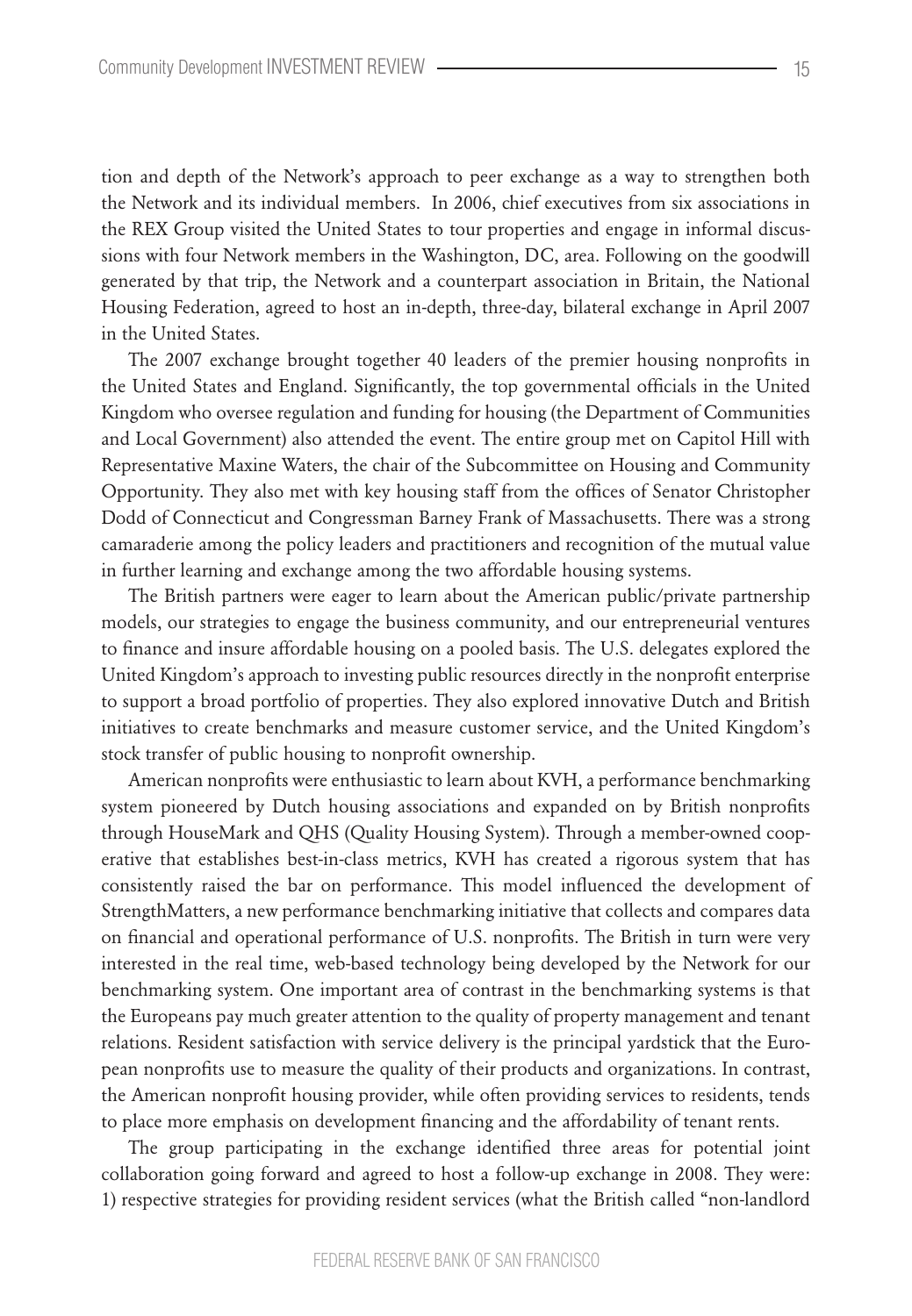tion and depth of the Network's approach to peer exchange as a way to strengthen both the Network and its individual members. In 2006, chief executives from six associations in the REX Group visited the United States to tour properties and engage in informal discussions with four Network members in the Washington, DC, area. Following on the goodwill generated by that trip, the Network and a counterpart association in Britain, the National Housing Federation, agreed to host an in-depth, three-day, bilateral exchange in April 2007 in the United States.

The 2007 exchange brought together 40 leaders of the premier housing nonprofits in the United States and England. Significantly, the top governmental officials in the United Kingdom who oversee regulation and funding for housing (the Department of Communities and Local Government) also attended the event. The entire group met on Capitol Hill with Representative Maxine Waters, the chair of the Subcommittee on Housing and Community Opportunity. They also met with key housing staff from the offices of Senator Christopher Dodd of Connecticut and Congressman Barney Frank of Massachusetts. There was a strong camaraderie among the policy leaders and practitioners and recognition of the mutual value in further learning and exchange among the two affordable housing systems.

The British partners were eager to learn about the American public/private partnership models, our strategies to engage the business community, and our entrepreneurial ventures to finance and insure affordable housing on a pooled basis. The U.S. delegates explored the United Kingdom's approach to investing public resources directly in the nonprofit enterprise to support a broad portfolio of properties. They also explored innovative Dutch and British initiatives to create benchmarks and measure customer service, and the United Kingdom's stock transfer of public housing to nonprofit ownership.

American nonprofits were enthusiastic to learn about KVH, a performance benchmarking system pioneered by Dutch housing associations and expanded on by British nonprofits through HouseMark and QHS (Quality Housing System). Through a member-owned cooperative that establishes best-in-class metrics, KVH has created a rigorous system that has consistently raised the bar on performance. This model influenced the development of StrengthMatters, a new performance benchmarking initiative that collects and compares data on financial and operational performance of U.S. nonprofits. The British in turn were very interested in the real time, web-based technology being developed by the Network for our benchmarking system. One important area of contrast in the benchmarking systems is that the Europeans pay much greater attention to the quality of property management and tenant relations. Resident satisfaction with service delivery is the principal yardstick that the European nonprofits use to measure the quality of their products and organizations. In contrast, the American nonprofit housing provider, while often providing services to residents, tends to place more emphasis on development financing and the affordability of tenant rents.

The group participating in the exchange identified three areas for potential joint collaboration going forward and agreed to host a follow-up exchange in 2008. They were: 1) respective strategies for providing resident services (what the British called "non-landlord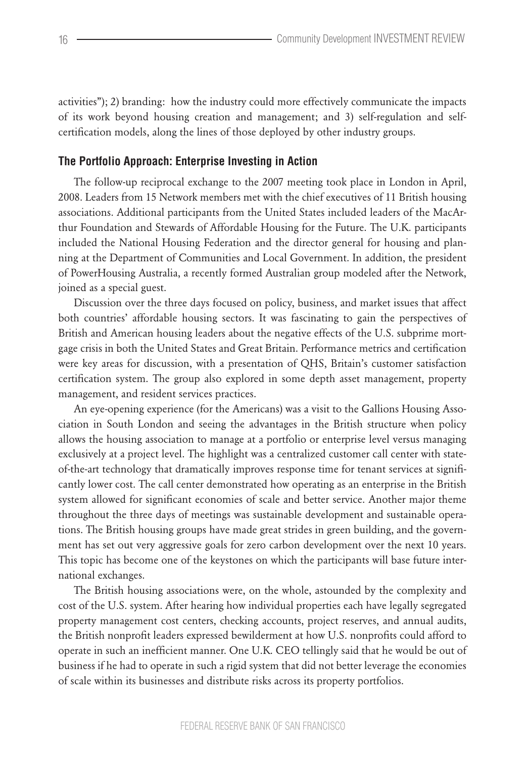activities"); 2) branding: how the industry could more effectively communicate the impacts of its work beyond housing creation and management; and 3) self-regulation and self-certification models, along the lines of those deployed by other industry groups.

### The Portfolio Approach: Enterprise Investing in Action

The follow-up reciprocal exchange to the 2007 meeting took place in London in April, 2008. Leaders from 15 Network members met with the chief executives of 11 British housing associations. Additional participants from the United States included leaders of the MacArthur Foundation and Stewards of Affordable Housing for the Future. The U.K. participants included the National Housing Federation and the director general for housing and planning at the Department of Communities and Local Government. In addition, the president of PowerHousing Australia, a recently formed Australian group modeled after the Network, joined as a special guest.

Discussion over the three days focused on policy, business, and market issues that affect both countries' affordable housing sectors. It was fascinating to gain the perspectives of British and American housing leaders about the negative effects of the U.S. subprime mortgage crisis in both the United States and Great Britain. Performance metrics and certification were key areas for discussion, with a presentation of QHS, Britain's customer satisfaction certification system. The group also explored in some depth asset management, property management, and resident services practices.

An eye-opening experience (for the Americans) was a visit to the Gallions Housing Association in South London and seeing the advantages in the British structure when policy allows the housing association to manage at a portfolio or enterprise level versus managing exclusively at a project level. The highlight was a centralized customer call center with state-of-the-art technology that dramatically improves response time for tenant services at significantly lower cost. The call center demonstrated how operating as an enterprise in the British system allowed for significant economies of scale and better service. Another major theme throughout the three days of meetings was sustainable development and sustainable operations. The British housing groups have made great strides in green building, and the government has set out very aggressive goals for zero carbon development over the next 10 years. This topic has become one of the keystones on which the participants will base future international exchanges.

The British housing associations were, on the whole, astounded by the complexity and cost of the U.S. system. After hearing how individual properties each have legally segregated property management cost centers, checking accounts, project reserves, and annual audits, the British nonprofit leaders expressed bewilderment at how U.S. nonprofits could afford to operate in such an inefficient manner. One U.K. CEO tellingly said that he would be out of business if he had to operate in such a rigid system that did not better leverage the economies of scale within its businesses and distribute risks across its property portfolios.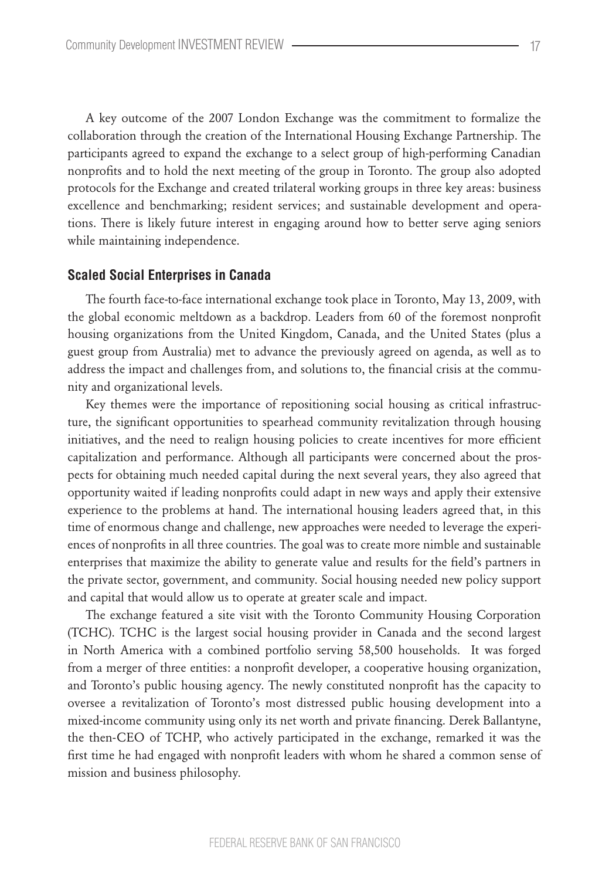A key outcome of the 2007 London Exchange was the commitment to formalize the collaboration through the creation of the International Housing Exchange Partnership. The participants agreed to expand the exchange to a select group of high-performing Canadian nonprofits and to hold the next meeting of the group in Toronto. The group also adopted protocols for the Exchange and created trilateral working groups in three key areas: business excellence and benchmarking; resident services; and sustainable development and operations. There is likely future interest in engaging around how to better serve aging seniors while maintaining independence.

### Scaled Social Enterprises in Canada

The fourth face-to-face international exchange took place in Toronto, May 13, 2009, with the global economic meltdown as a backdrop. Leaders from 60 of the foremost nonprofit housing organizations from the United Kingdom, Canada, and the United States (plus a guest group from Australia) met to advance the previously agreed on agenda, as well as to address the impact and challenges from, and solutions to, the financial crisis at the community and organizational levels.

Key themes were the importance of repositioning social housing as critical infrastructure, the significant opportunities to spearhead community revitalization through housing initiatives, and the need to realign housing policies to create incentives for more efficient capitalization and performance. Although all participants were concerned about the prospects for obtaining much needed capital during the next several years, they also agreed that opportunity waited if leading nonprofits could adapt in new ways and apply their extensive experience to the problems at hand. The international housing leaders agreed that, in this time of enormous change and challenge, new approaches were needed to leverage the experiences of nonprofits in all three countries. The goal was to create more nimble and sustainable enterprises that maximize the ability to generate value and results for the field's partners in the private sector, government, and community. Social housing needed new policy support and capital that would allow us to operate at greater scale and impact.

The exchange featured a site visit with the Toronto Community Housing Corporation (TCHC). TCHC is the largest social housing provider in Canada and the second largest in North America with a combined portfolio serving 58,500 households. It was forged from a merger of three entities: a nonprofit developer, a cooperative housing organization, and Toronto's public housing agency. The newly constituted nonprofit has the capacity to oversee a revitalization of Toronto's most distressed public housing development into a mixed-income community using only its net worth and private financing. Derek Ballantyne, the then-CEO of TCHP, who actively participated in the exchange, remarked it was the first time he had engaged with nonprofit leaders with whom he shared a common sense of mission and business philosophy.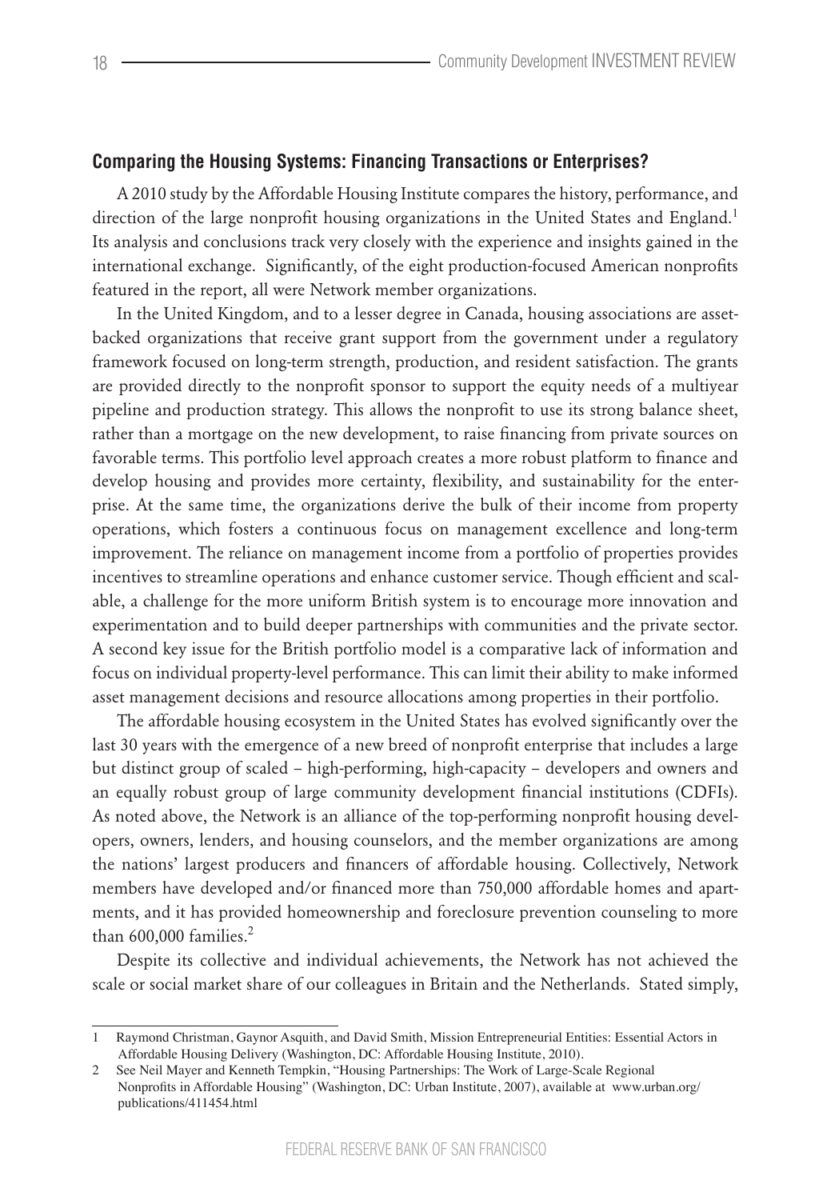### Comparing the Housing Systems: Financing Transactions or Enterprises?

A 2010 study by the Affordable Housing Institute compares the history, performance, and direction of the large nonprofit housing organizations in the United States and England.[1] Its analysis and conclusions track very closely with the experience and insights gained in the international exchange. Significantly, of the eight production-focused American nonprofits featured in the report, all were Network member organizations.

In the United Kingdom, and to a lesser degree in Canada, housing associations are asset-backed organizations that receive grant support from the government under a regulatory framework focused on long-term strength, production, and resident satisfaction. The grants are provided directly to the nonprofit sponsor to support the equity needs of a multiyear pipeline and production strategy. This allows the nonprofit to use its strong balance sheet, rather than a mortgage on the new development, to raise financing from private sources on favorable terms. This portfolio level approach creates a more robust platform to finance and develop housing and provides more certainty, flexibility, and sustainability for the enterprise. At the same time, the organizations derive the bulk of their income from property operations, which fosters a continuous focus on management excellence and long-term improvement. The reliance on management income from a portfolio of properties provides incentives to streamline operations and enhance customer service. Though efficient and scalable, a challenge for the more uniform British system is to encourage more innovation and experimentation and to build deeper partnerships with communities and the private sector. A second key issue for the British portfolio model is a comparative lack of information and focus on individual property-level performance. This can limit their ability to make informed asset management decisions and resource allocations among properties in their portfolio.

The affordable housing ecosystem in the United States has evolved significantly over the last 30 years with the emergence of a new breed of nonprofit enterprise that includes a large but distinct group of scaled – high-performing, high-capacity – developers and owners and an equally robust group of large community development financial institutions (CDFIs). As noted above, the Network is an alliance of the top-performing nonprofit housing developers, owners, lenders, and housing counselors, and the member organizations are among the nations' largest producers and financers of affordable housing. Collectively, Network members have developed and/or financed more than 750,000 affordable homes and apartments, and it has provided homeownership and foreclosure prevention counseling to more than 600,000 families.[2]

Despite its collective and individual achievements, the Network has not achieved the scale or social market share of our colleagues in Britain and the Netherlands. Stated simply,

---

1 Raymond Christman, Gaynor Asquith, and David Smith, Mission Entrepreneurial Entities: Essential Actors in Affordable Housing Delivery (Washington, DC: Affordable Housing Institute, 2010).

2 See Neil Mayer and Kenneth Tempkin, "Housing Partnerships: The Work of Large-Scale Regional Nonprofits in Affordable Housing" (Washington, DC: Urban Institute, 2007), available at www.urban.org/publications/411454.html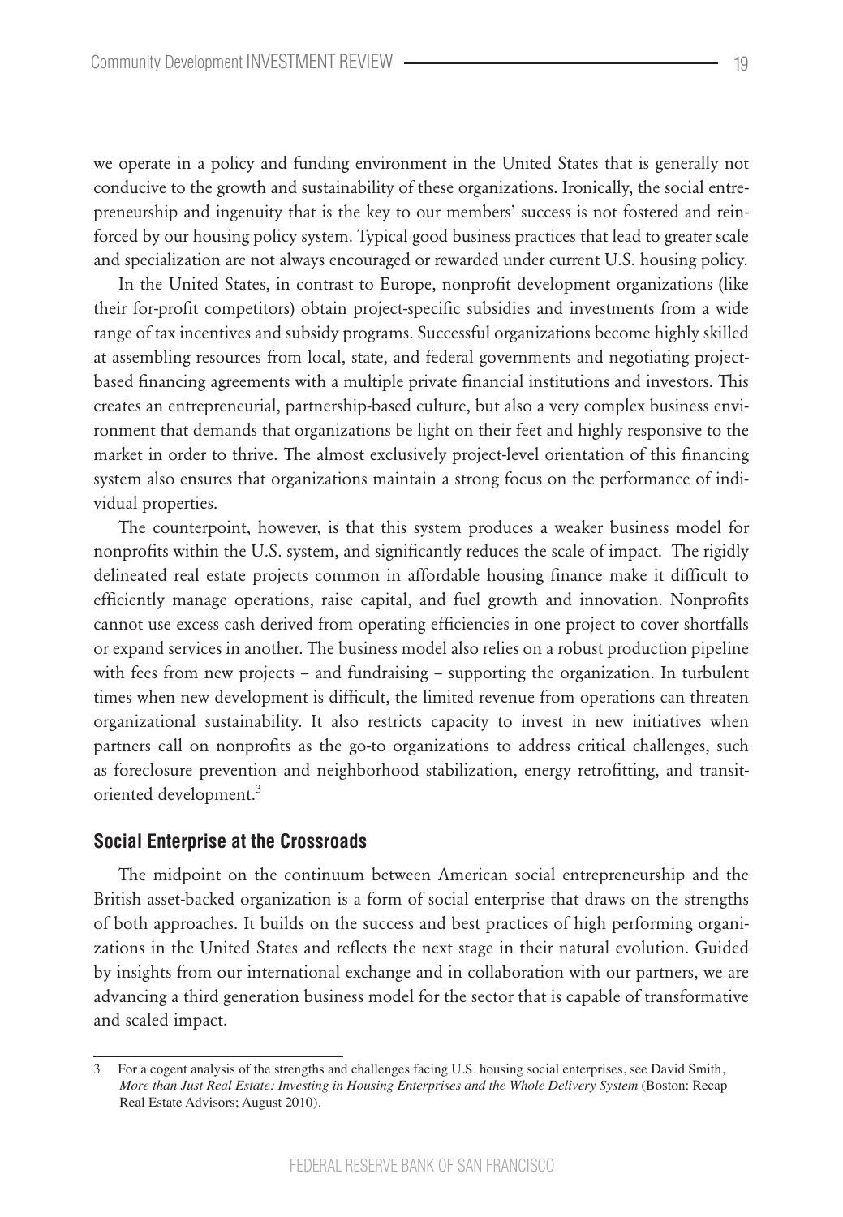we operate in a policy and funding environment in the United States that is generally not conducive to the growth and sustainability of these organizations. Ironically, the social entrepreneurship and ingenuity that is the key to our members' success is not fostered and reinforced by our housing policy system. Typical good business practices that lead to greater scale and specialization are not always encouraged or rewarded under current U.S. housing policy.

In the United States, in contrast to Europe, nonprofit development organizations (like their for-profit competitors) obtain project-specific subsidies and investments from a wide range of tax incentives and subsidy programs. Successful organizations become highly skilled at assembling resources from local, state, and federal governments and negotiating project-based financing agreements with a multiple private financial institutions and investors. This creates an entrepreneurial, partnership-based culture, but also a very complex business environment that demands that organizations be light on their feet and highly responsive to the market in order to thrive. The almost exclusively project-level orientation of this financing system also ensures that organizations maintain a strong focus on the performance of individual properties.

The counterpoint, however, is that this system produces a weaker business model for nonprofits within the U.S. system, and significantly reduces the scale of impact. The rigidly delineated real estate projects common in affordable housing finance make it difficult to efficiently manage operations, raise capital, and fuel growth and innovation. Nonprofits cannot use excess cash derived from operating efficiencies in one project to cover shortfalls or expand services in another. The business model also relies on a robust production pipeline with fees from new projects – and fundraising – supporting the organization. In turbulent times when new development is difficult, the limited revenue from operations can threaten organizational sustainability. It also restricts capacity to invest in new initiatives when partners call on nonprofits as the go-to organizations to address critical challenges, such as foreclosure prevention and neighborhood stabilization, energy retrofitting, and transit-oriented development.[3]

## Social Enterprise at the Crossroads

The midpoint on the continuum between American social entrepreneurship and the British asset-backed organization is a form of social enterprise that draws on the strengths of both approaches. It builds on the success and best practices of high performing organizations in the United States and reflects the next stage in their natural evolution. Guided by insights from our international exchange and in collaboration with our partners, we are advancing a third generation business model for the sector that is capable of transformative and scaled impact.

---

3 For a cogent analysis of the strengths and challenges facing U.S. housing social enterprises, see David Smith, *More than Just Real Estate: Investing in Housing Enterprises and the Whole Delivery System* (Boston: Recap Real Estate Advisors; August 2010).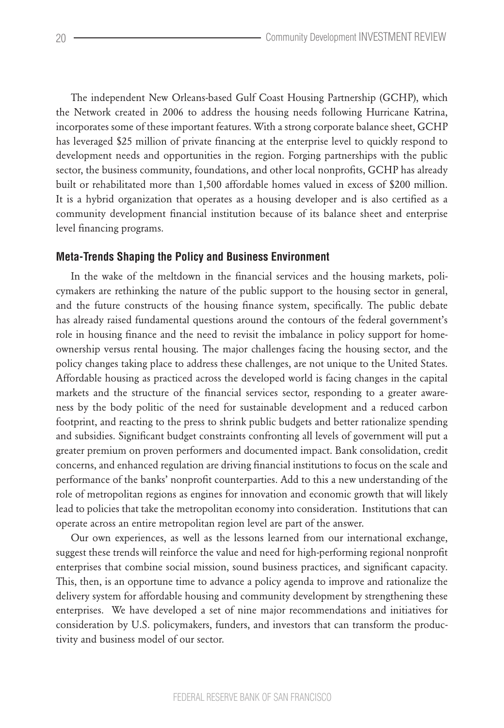The independent New Orleans-based Gulf Coast Housing Partnership (GCHP), which the Network created in 2006 to address the housing needs following Hurricane Katrina, incorporates some of these important features. With a strong corporate balance sheet, GCHP has leveraged $25 million of private financing at the enterprise level to quickly respond to development needs and opportunities in the region. Forging partnerships with the public sector, the business community, foundations, and other local nonprofits, GCHP has already built or rehabilitated more than 1,500 affordable homes valued in excess of $200 million. It is a hybrid organization that operates as a housing developer and is also certified as a community development financial institution because of its balance sheet and enterprise level financing programs.

### Meta-Trends Shaping the Policy and Business Environment

In the wake of the meltdown in the financial services and the housing markets, policymakers are rethinking the nature of the public support to the housing sector in general, and the future constructs of the housing finance system, specifically. The public debate has already raised fundamental questions around the contours of the federal government's role in housing finance and the need to revisit the imbalance in policy support for homeownership versus rental housing. The major challenges facing the housing sector, and the policy changes taking place to address these challenges, are not unique to the United States. Affordable housing as practiced across the developed world is facing changes in the capital markets and the structure of the financial services sector, responding to a greater awareness by the body politic of the need for sustainable development and a reduced carbon footprint, and reacting to the press to shrink public budgets and better rationalize spending and subsidies. Significant budget constraints confronting all levels of government will put a greater premium on proven performers and documented impact. Bank consolidation, credit concerns, and enhanced regulation are driving financial institutions to focus on the scale and performance of the banks' nonprofit counterparties. Add to this a new understanding of the role of metropolitan regions as engines for innovation and economic growth that will likely lead to policies that take the metropolitan economy into consideration. Institutions that can operate across an entire metropolitan region level are part of the answer.

Our own experiences, as well as the lessons learned from our international exchange, suggest these trends will reinforce the value and need for high-performing regional nonprofit enterprises that combine social mission, sound business practices, and significant capacity. This, then, is an opportune time to advance a policy agenda to improve and rationalize the delivery system for affordable housing and community development by strengthening these enterprises. We have developed a set of nine major recommendations and initiatives for consideration by U.S. policymakers, funders, and investors that can transform the productivity and business model of our sector.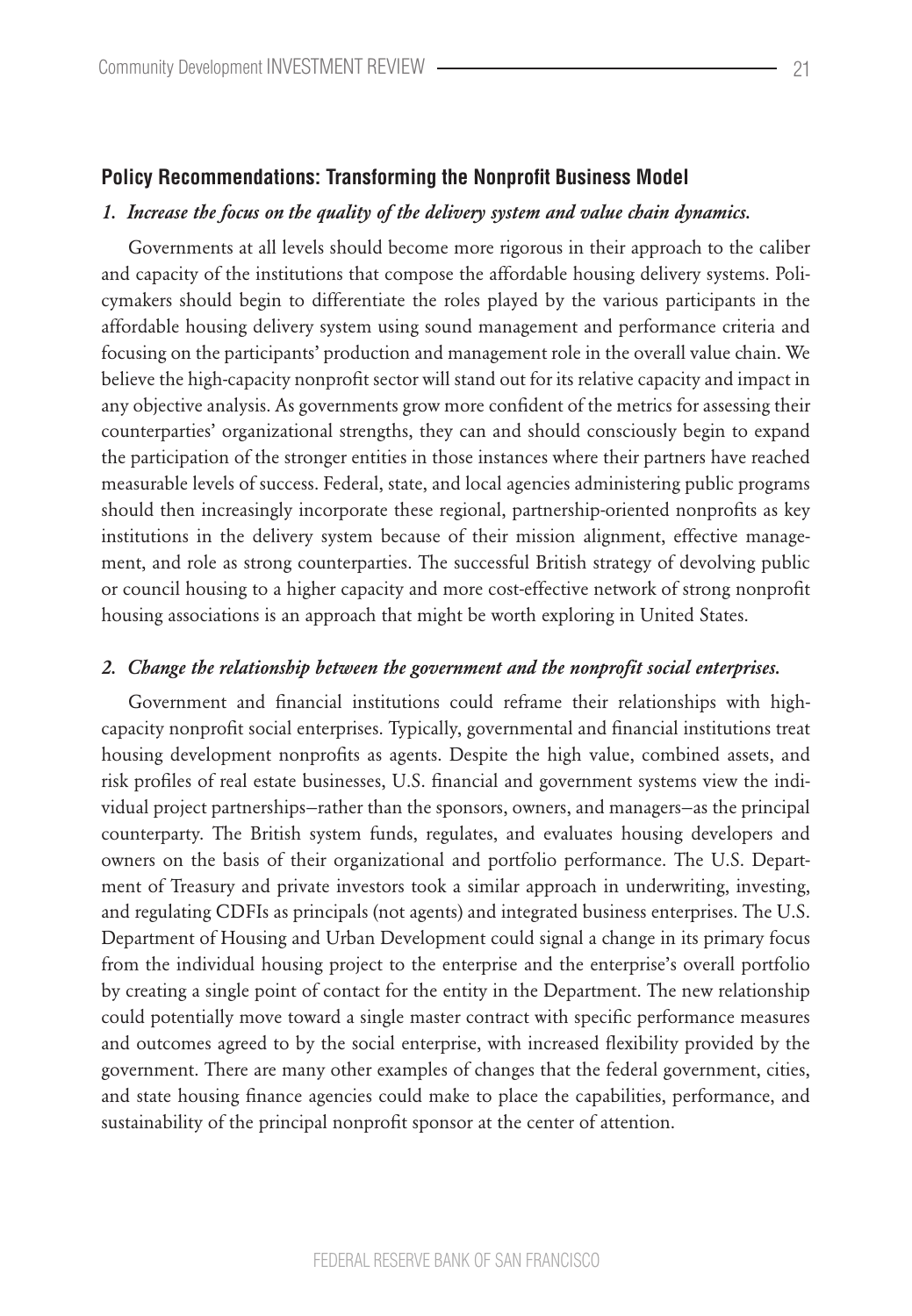## Policy Recommendations: Transforming the Nonprofit Business Model

### *1. Increase the focus on the quality of the delivery system and value chain dynamics.*

Governments at all levels should become more rigorous in their approach to the caliber and capacity of the institutions that compose the affordable housing delivery systems. Policymakers should begin to differentiate the roles played by the various participants in the affordable housing delivery system using sound management and performance criteria and focusing on the participants' production and management role in the overall value chain. We believe the high-capacity nonprofit sector will stand out for its relative capacity and impact in any objective analysis. As governments grow more confident of the metrics for assessing their counterparties' organizational strengths, they can and should consciously begin to expand the participation of the stronger entities in those instances where their partners have reached measurable levels of success. Federal, state, and local agencies administering public programs should then increasingly incorporate these regional, partnership-oriented nonprofits as key institutions in the delivery system because of their mission alignment, effective management, and role as strong counterparties. The successful British strategy of devolving public or council housing to a higher capacity and more cost-effective network of strong nonprofit housing associations is an approach that might be worth exploring in United States.

### *2. Change the relationship between the government and the nonprofit social enterprises.*

Government and financial institutions could reframe their relationships with high-capacity nonprofit social enterprises. Typically, governmental and financial institutions treat housing development nonprofits as agents. Despite the high value, combined assets, and risk profiles of real estate businesses, U.S. financial and government systems view the individual project partnerships—rather than the sponsors, owners, and managers—as the principal counterparty. The British system funds, regulates, and evaluates housing developers and owners on the basis of their organizational and portfolio performance. The U.S. Department of Treasury and private investors took a similar approach in underwriting, investing, and regulating CDFIs as principals (not agents) and integrated business enterprises. The U.S. Department of Housing and Urban Development could signal a change in its primary focus from the individual housing project to the enterprise and the enterprise's overall portfolio by creating a single point of contact for the entity in the Department. The new relationship could potentially move toward a single master contract with specific performance measures and outcomes agreed to by the social enterprise, with increased flexibility provided by the government. There are many other examples of changes that the federal government, cities, and state housing finance agencies could make to place the capabilities, performance, and sustainability of the principal nonprofit sponsor at the center of attention.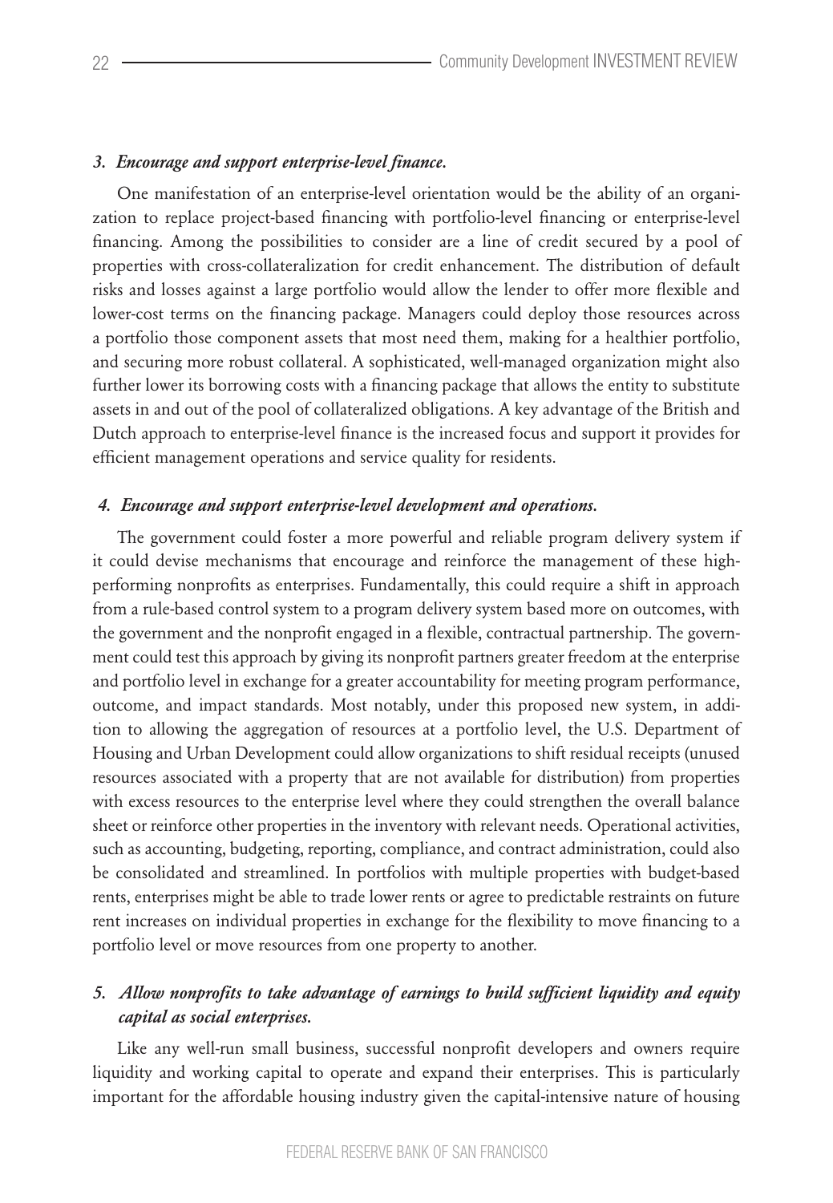### *3. Encourage and support enterprise-level finance.*

One manifestation of an enterprise-level orientation would be the ability of an organization to replace project-based financing with portfolio-level financing or enterprise-level financing. Among the possibilities to consider are a line of credit secured by a pool of properties with cross-collateralization for credit enhancement. The distribution of default risks and losses against a large portfolio would allow the lender to offer more flexible and lower-cost terms on the financing package. Managers could deploy those resources across a portfolio those component assets that most need them, making for a healthier portfolio, and securing more robust collateral. A sophisticated, well-managed organization might also further lower its borrowing costs with a financing package that allows the entity to substitute assets in and out of the pool of collateralized obligations. A key advantage of the British and Dutch approach to enterprise-level finance is the increased focus and support it provides for efficient management operations and service quality for residents.

### *4. Encourage and support enterprise-level development and operations.*

The government could foster a more powerful and reliable program delivery system if it could devise mechanisms that encourage and reinforce the management of these high-performing nonprofits as enterprises. Fundamentally, this could require a shift in approach from a rule-based control system to a program delivery system based more on outcomes, with the government and the nonprofit engaged in a flexible, contractual partnership. The government could test this approach by giving its nonprofit partners greater freedom at the enterprise and portfolio level in exchange for a greater accountability for meeting program performance, outcome, and impact standards. Most notably, under this proposed new system, in addition to allowing the aggregation of resources at a portfolio level, the U.S. Department of Housing and Urban Development could allow organizations to shift residual receipts (unused resources associated with a property that are not available for distribution) from properties with excess resources to the enterprise level where they could strengthen the overall balance sheet or reinforce other properties in the inventory with relevant needs. Operational activities, such as accounting, budgeting, reporting, compliance, and contract administration, could also be consolidated and streamlined. In portfolios with multiple properties with budget-based rents, enterprises might be able to trade lower rents or agree to predictable restraints on future rent increases on individual properties in exchange for the flexibility to move financing to a portfolio level or move resources from one property to another.

### *5. Allow nonprofits to take advantage of earnings to build sufficient liquidity and equity capital as social enterprises.*

Like any well-run small business, successful nonprofit developers and owners require liquidity and working capital to operate and expand their enterprises. This is particularly important for the affordable housing industry given the capital-intensive nature of housing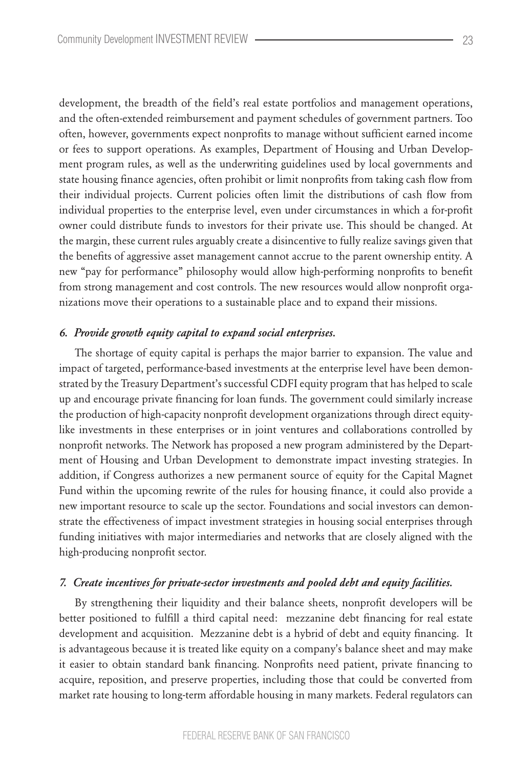development, the breadth of the field's real estate portfolios and management operations, and the often-extended reimbursement and payment schedules of government partners. Too often, however, governments expect nonprofits to manage without sufficient earned income or fees to support operations. As examples, Department of Housing and Urban Development program rules, as well as the underwriting guidelines used by local governments and state housing finance agencies, often prohibit or limit nonprofits from taking cash flow from their individual projects. Current policies often limit the distributions of cash flow from individual properties to the enterprise level, even under circumstances in which a for-profit owner could distribute funds to investors for their private use. This should be changed. At the margin, these current rules arguably create a disincentive to fully realize savings given that the benefits of aggressive asset management cannot accrue to the parent ownership entity. A new "pay for performance" philosophy would allow high-performing nonprofits to benefit from strong management and cost controls. The new resources would allow nonprofit organizations move their operations to a sustainable place and to expand their missions.

### *6. Provide growth equity capital to expand social enterprises.*

The shortage of equity capital is perhaps the major barrier to expansion. The value and impact of targeted, performance-based investments at the enterprise level have been demonstrated by the Treasury Department's successful CDFI equity program that has helped to scale up and encourage private financing for loan funds. The government could similarly increase the production of high-capacity nonprofit development organizations through direct equity-like investments in these enterprises or in joint ventures and collaborations controlled by nonprofit networks. The Network has proposed a new program administered by the Department of Housing and Urban Development to demonstrate impact investing strategies. In addition, if Congress authorizes a new permanent source of equity for the Capital Magnet Fund within the upcoming rewrite of the rules for housing finance, it could also provide a new important resource to scale up the sector. Foundations and social investors can demonstrate the effectiveness of impact investment strategies in housing social enterprises through funding initiatives with major intermediaries and networks that are closely aligned with the high-producing nonprofit sector.

### *7. Create incentives for private-sector investments and pooled debt and equity facilities.*

By strengthening their liquidity and their balance sheets, nonprofit developers will be better positioned to fulfill a third capital need: mezzanine debt financing for real estate development and acquisition. Mezzanine debt is a hybrid of debt and equity financing. It is advantageous because it is treated like equity on a company's balance sheet and may make it easier to obtain standard bank financing. Nonprofits need patient, private financing to acquire, reposition, and preserve properties, including those that could be converted from market rate housing to long-term affordable housing in many markets. Federal regulators can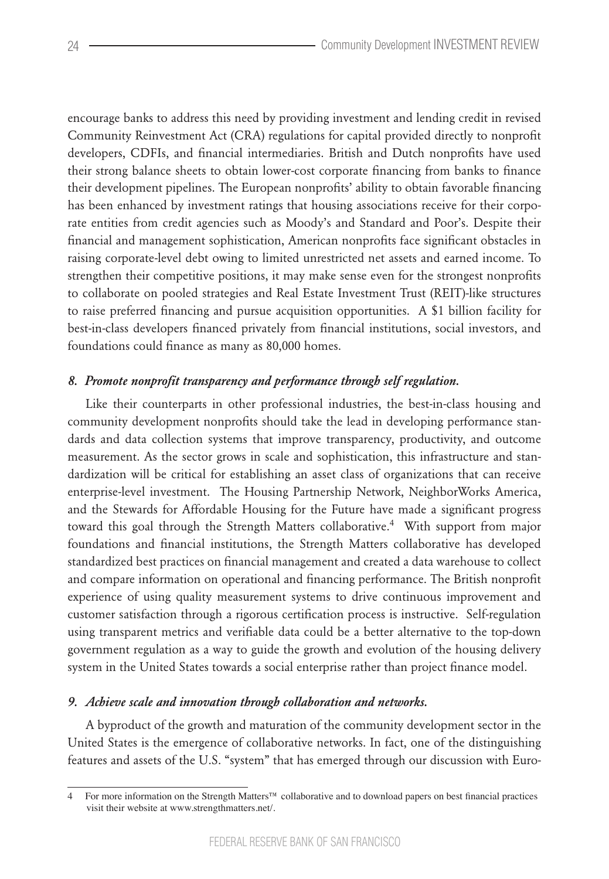encourage banks to address this need by providing investment and lending credit in revised Community Reinvestment Act (CRA) regulations for capital provided directly to nonprofit developers, CDFIs, and financial intermediaries. British and Dutch nonprofits have used their strong balance sheets to obtain lower-cost corporate financing from banks to finance their development pipelines. The European nonprofits' ability to obtain favorable financing has been enhanced by investment ratings that housing associations receive for their corporate entities from credit agencies such as Moody's and Standard and Poor's. Despite their financial and management sophistication, American nonprofits face significant obstacles in raising corporate-level debt owing to limited unrestricted net assets and earned income. To strengthen their competitive positions, it may make sense even for the strongest nonprofits to collaborate on pooled strategies and Real Estate Investment Trust (REIT)-like structures to raise preferred financing and pursue acquisition opportunities. A $1 billion facility for best-in-class developers financed privately from financial institutions, social investors, and foundations could finance as many as 80,000 homes.

#### *8. Promote nonprofit transparency and performance through self regulation.*

Like their counterparts in other professional industries, the best-in-class housing and community development nonprofits should take the lead in developing performance standards and data collection systems that improve transparency, productivity, and outcome measurement. As the sector grows in scale and sophistication, this infrastructure and standardization will be critical for establishing an asset class of organizations that can receive enterprise-level investment. The Housing Partnership Network, NeighborWorks America, and the Stewards for Affordable Housing for the Future have made a significant progress toward this goal through the Strength Matters collaborative.[4] With support from major foundations and financial institutions, the Strength Matters collaborative has developed standardized best practices on financial management and created a data warehouse to collect and compare information on operational and financing performance. The British nonprofit experience of using quality measurement systems to drive continuous improvement and customer satisfaction through a rigorous certification process is instructive. Self-regulation using transparent metrics and verifiable data could be a better alternative to the top-down government regulation as a way to guide the growth and evolution of the housing delivery system in the United States towards a social enterprise rather than project finance model.

#### *9. Achieve scale and innovation through collaboration and networks.*

A byproduct of the growth and maturation of the community development sector in the United States is the emergence of collaborative networks. In fact, one of the distinguishing features and assets of the U.S. "system" that has emerged through our discussion with Euro-

---

4 For more information on the Strength Matters™ collaborative and to download papers on best financial practices visit their website at www.strengthmatters.net/.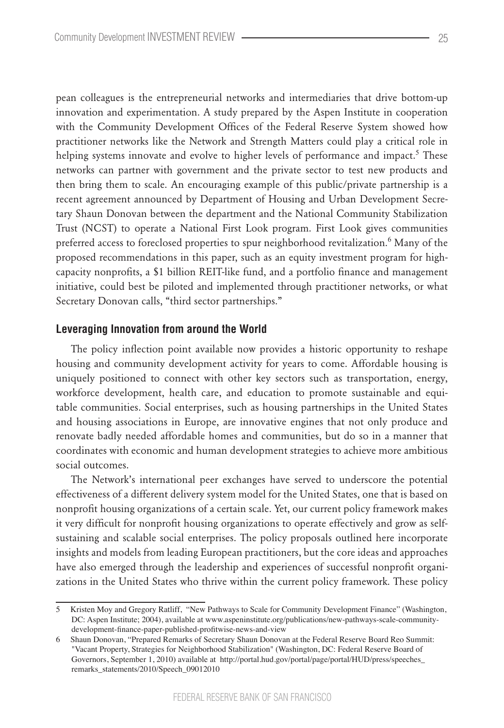pean colleagues is the entrepreneurial networks and intermediaries that drive bottom-up innovation and experimentation. A study prepared by the Aspen Institute in cooperation with the Community Development Offices of the Federal Reserve System showed how practitioner networks like the Network and Strength Matters could play a critical role in helping systems innovate and evolve to higher levels of performance and impact.[5] These networks can partner with government and the private sector to test new products and then bring them to scale. An encouraging example of this public/private partnership is a recent agreement announced by Department of Housing and Urban Development Secretary Shaun Donovan between the department and the National Community Stabilization Trust (NCST) to operate a National First Look program. First Look gives communities preferred access to foreclosed properties to spur neighborhood revitalization.[6] Many of the proposed recommendations in this paper, such as an equity investment program for high-capacity nonprofits, a $1 billion REIT-like fund, and a portfolio finance and management initiative, could best be piloted and implemented through practitioner networks, or what Secretary Donovan calls, "third sector partnerships."

## Leveraging Innovation from around the World

The policy inflection point available now provides a historic opportunity to reshape housing and community development activity for years to come. Affordable housing is uniquely positioned to connect with other key sectors such as transportation, energy, workforce development, health care, and education to promote sustainable and equitable communities. Social enterprises, such as housing partnerships in the United States and housing associations in Europe, are innovative engines that not only produce and renovate badly needed affordable homes and communities, but do so in a manner that coordinates with economic and human development strategies to achieve more ambitious social outcomes.

The Network's international peer exchanges have served to underscore the potential effectiveness of a different delivery system model for the United States, one that is based on nonprofit housing organizations of a certain scale. Yet, our current policy framework makes it very difficult for nonprofit housing organizations to operate effectively and grow as self-sustaining and scalable social enterprises. The policy proposals outlined here incorporate insights and models from leading European practitioners, but the core ideas and approaches have also emerged through the leadership and experiences of successful nonprofit organizations in the United States who thrive within the current policy framework. These policy

---

5 Kristen Moy and Gregory Ratliff, "New Pathways to Scale for Community Development Finance" (Washington, DC: Aspen Institute; 2004), available at www.aspeninstitute.org/publications/new-pathways-scale-community-development-finance-paper-published-profitwise-news-and-view

6 Shaun Donovan, "Prepared Remarks of Secretary Shaun Donovan at the Federal Reserve Board Reo Summit: "Vacant Property, Strategies for Neighborhood Stabilization" (Washington, DC: Federal Reserve Board of Governors, September 1, 2010) available at http://portal.hud.gov/portal/page/portal/HUD/press/speeches_remarks_statements/2010/Speech_09012010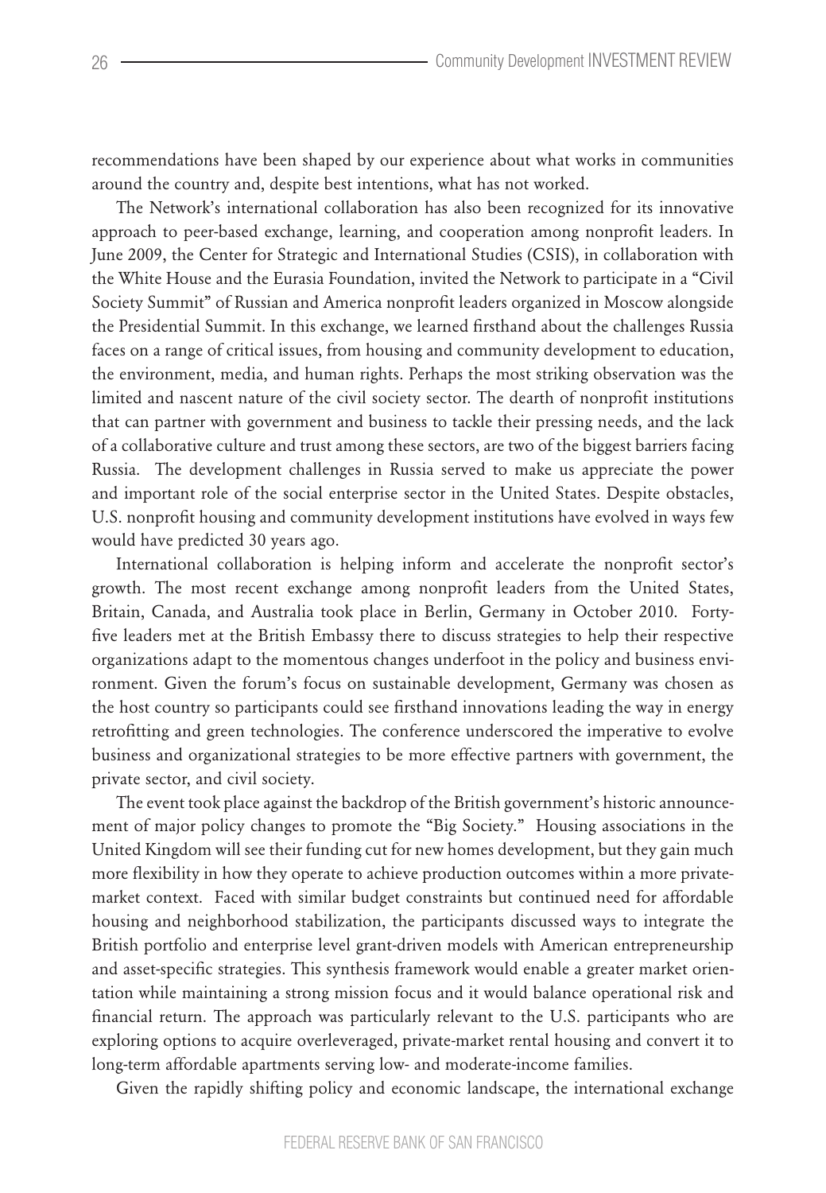recommendations have been shaped by our experience about what works in communities around the country and, despite best intentions, what has not worked.

The Network's international collaboration has also been recognized for its innovative approach to peer-based exchange, learning, and cooperation among nonprofit leaders. In June 2009, the Center for Strategic and International Studies (CSIS), in collaboration with the White House and the Eurasia Foundation, invited the Network to participate in a "Civil Society Summit" of Russian and America nonprofit leaders organized in Moscow alongside the Presidential Summit. In this exchange, we learned firsthand about the challenges Russia faces on a range of critical issues, from housing and community development to education, the environment, media, and human rights. Perhaps the most striking observation was the limited and nascent nature of the civil society sector. The dearth of nonprofit institutions that can partner with government and business to tackle their pressing needs, and the lack of a collaborative culture and trust among these sectors, are two of the biggest barriers facing Russia. The development challenges in Russia served to make us appreciate the power and important role of the social enterprise sector in the United States. Despite obstacles, U.S. nonprofit housing and community development institutions have evolved in ways few would have predicted 30 years ago.

International collaboration is helping inform and accelerate the nonprofit sector's growth. The most recent exchange among nonprofit leaders from the United States, Britain, Canada, and Australia took place in Berlin, Germany in October 2010. Forty-five leaders met at the British Embassy there to discuss strategies to help their respective organizations adapt to the momentous changes underfoot in the policy and business environment. Given the forum's focus on sustainable development, Germany was chosen as the host country so participants could see firsthand innovations leading the way in energy retrofitting and green technologies. The conference underscored the imperative to evolve business and organizational strategies to be more effective partners with government, the private sector, and civil society.

The event took place against the backdrop of the British government's historic announcement of major policy changes to promote the "Big Society." Housing associations in the United Kingdom will see their funding cut for new homes development, but they gain much more flexibility in how they operate to achieve production outcomes within a more private-market context. Faced with similar budget constraints but continued need for affordable housing and neighborhood stabilization, the participants discussed ways to integrate the British portfolio and enterprise level grant-driven models with American entrepreneurship and asset-specific strategies. This synthesis framework would enable a greater market orientation while maintaining a strong mission focus and it would balance operational risk and financial return. The approach was particularly relevant to the U.S. participants who are exploring options to acquire overleveraged, private-market rental housing and convert it to long-term affordable apartments serving low- and moderate-income families.

Given the rapidly shifting policy and economic landscape, the international exchange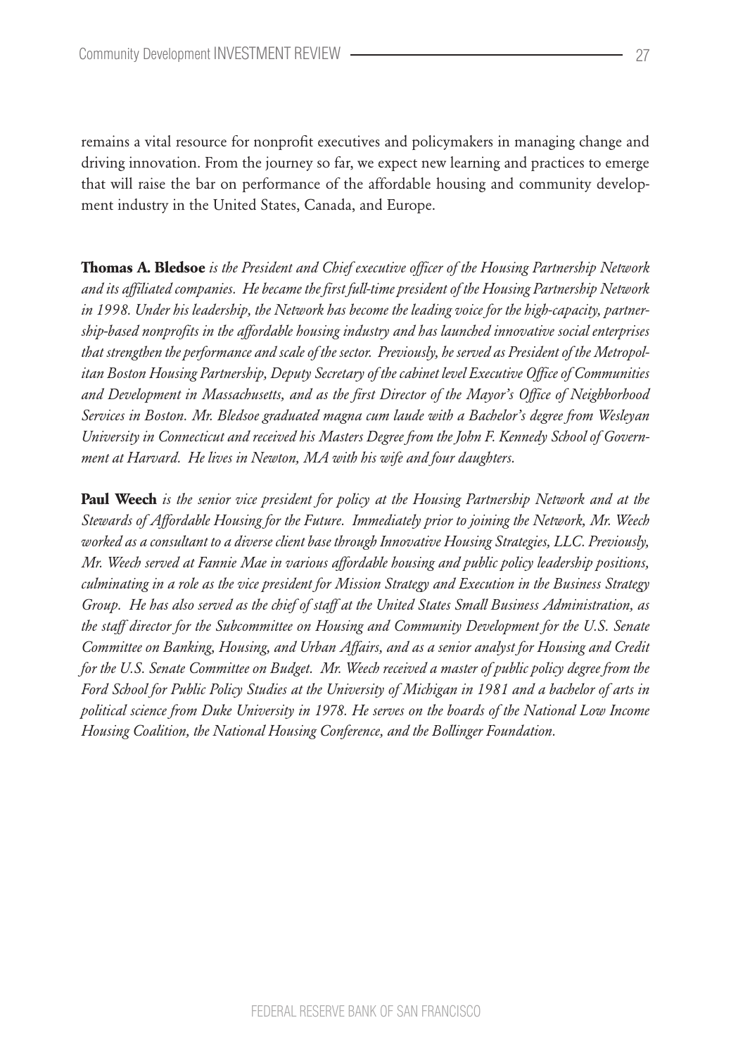remains a vital resource for nonprofit executives and policymakers in managing change and driving innovation. From the journey so far, we expect new learning and practices to emerge that will raise the bar on performance of the affordable housing and community development industry in the United States, Canada, and Europe.

**Thomas A. Bledsoe** *is the President and Chief executive officer of the Housing Partnership Network and its affiliated companies. He became the first full-time president of the Housing Partnership Network in 1998. Under his leadership, the Network has become the leading voice for the high-capacity, partnership-based nonprofits in the affordable housing industry and has launched innovative social enterprises that strengthen the performance and scale of the sector. Previously, he served as President of the Metropolitan Boston Housing Partnership, Deputy Secretary of the cabinet level Executive Office of Communities and Development in Massachusetts, and as the first Director of the Mayor's Office of Neighborhood Services in Boston. Mr. Bledsoe graduated magna cum laude with a Bachelor's degree from Wesleyan University in Connecticut and received his Masters Degree from the John F. Kennedy School of Government at Harvard. He lives in Newton, MA with his wife and four daughters.*

**Paul Weech** *is the senior vice president for policy at the Housing Partnership Network and at the Stewards of Affordable Housing for the Future. Immediately prior to joining the Network, Mr. Weech worked as a consultant to a diverse client base through Innovative Housing Strategies, LLC. Previously, Mr. Weech served at Fannie Mae in various affordable housing and public policy leadership positions, culminating in a role as the vice president for Mission Strategy and Execution in the Business Strategy Group. He has also served as the chief of staff at the United States Small Business Administration, as the staff director for the Subcommittee on Housing and Community Development for the U.S. Senate Committee on Banking, Housing, and Urban Affairs, and as a senior analyst for Housing and Credit for the U.S. Senate Committee on Budget. Mr. Weech received a master of public policy degree from the Ford School for Public Policy Studies at the University of Michigan in 1981 and a bachelor of arts in political science from Duke University in 1978. He serves on the boards of the National Low Income Housing Coalition, the National Housing Conference, and the Bollinger Foundation.*